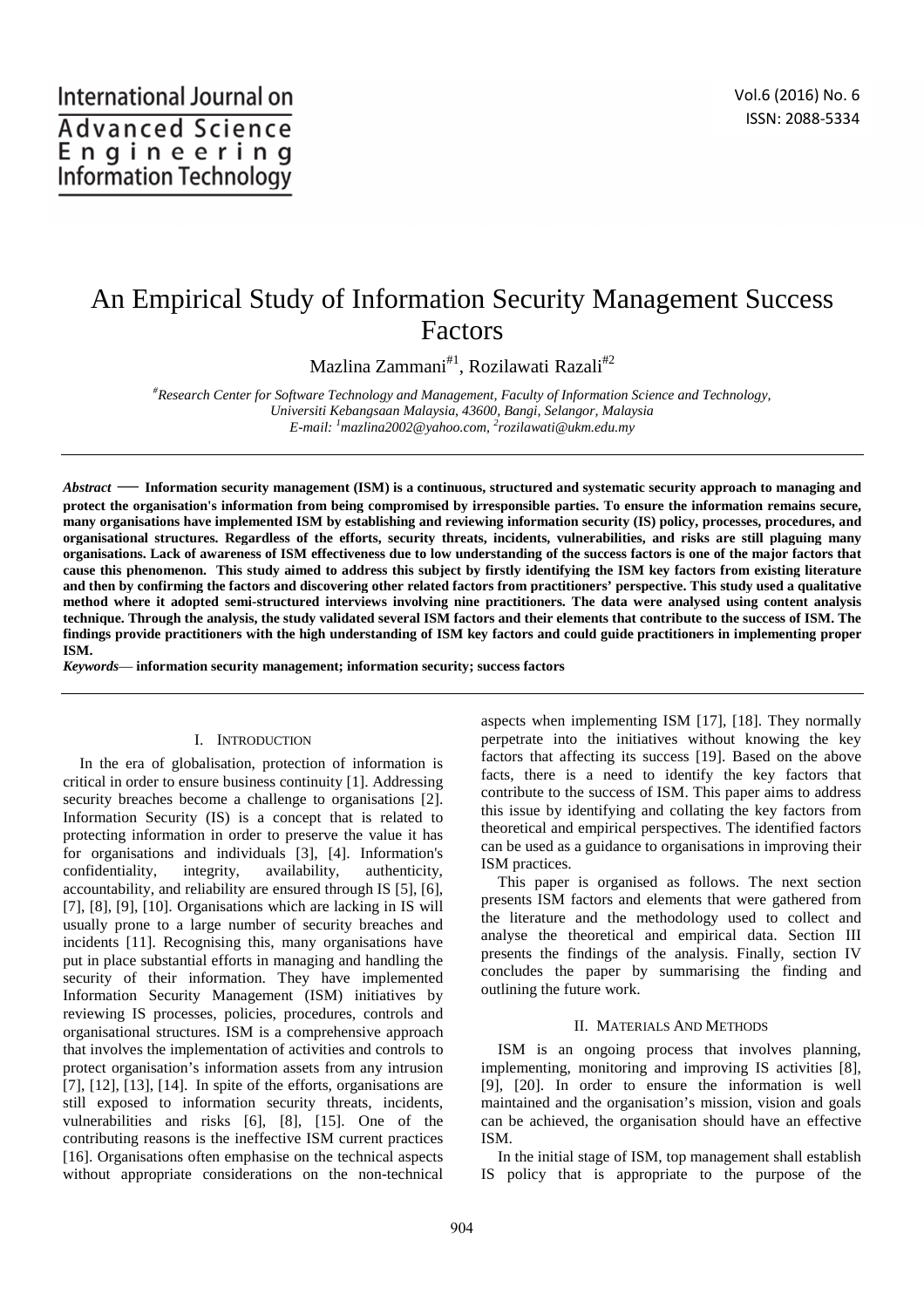# An Empirical Study of Information Security Management Success Factors

Mazlina Zammani[#1], Rozilawati Razali[#2]

[#]*Research Center for Software Technology and Management, Faculty of Information Science and Technology, Universiti Kebangsaan Malaysia, 43600, Bangi, Selangor, Malaysia*
*E-mail: [1]mazlina2002@yahoo.com, [2]rozilawati@ukm.edu.my*

***Abstract*** — **Information security management (ISM) is a continuous, structured and systematic security approach to managing and protect the organisation's information from being compromised by irresponsible parties. To ensure the information remains secure, many organisations have implemented ISM by establishing and reviewing information security (IS) policy, processes, procedures, and organisational structures. Regardless of the efforts, security threats, incidents, vulnerabilities, and risks are still plaguing many organisations. Lack of awareness of ISM effectiveness due to low understanding of the success factors is one of the major factors that cause this phenomenon. This study aimed to address this subject by firstly identifying the ISM key factors from existing literature and then by confirming the factors and discovering other related factors from practitioners' perspective. This study used a qualitative method where it adopted semi-structured interviews involving nine practitioners. The data were analysed using content analysis technique. Through the analysis, the study validated several ISM factors and their elements that contribute to the success of ISM. The findings provide practitioners with the high understanding of ISM key factors and could guide practitioners in implementing proper ISM.**

***Keywords*— information security management; information security; success factors**

## I. Introduction

In the era of globalisation, protection of information is critical in order to ensure business continuity [1]. Addressing security breaches become a challenge to organisations [2]. Information Security (IS) is a concept that is related to protecting information in order to preserve the value it has for organisations and individuals [3], [4]. Information's confidentiality, integrity, availability, authenticity, accountability, and reliability are ensured through IS [5], [6], [7], [8], [9], [10]. Organisations which are lacking in IS will usually prone to a large number of security breaches and incidents [11]. Recognising this, many organisations have put in place substantial efforts in managing and handling the security of their information. They have implemented Information Security Management (ISM) initiatives by reviewing IS processes, policies, procedures, controls and organisational structures. ISM is a comprehensive approach that involves the implementation of activities and controls to protect organisation's information assets from any intrusion [7], [12], [13], [14]. In spite of the efforts, organisations are still exposed to information security threats, incidents, vulnerabilities and risks [6], [8], [15]. One of the contributing reasons is the ineffective ISM current practices [16]. Organisations often emphasise on the technical aspects without appropriate considerations on the non-technical aspects when implementing ISM [17], [18]. They normally perpetrate into the initiatives without knowing the key factors that affecting its success [19]. Based on the above facts, there is a need to identify the key factors that contribute to the success of ISM. This paper aims to address this issue by identifying and collating the key factors from theoretical and empirical perspectives. The identified factors can be used as a guidance to organisations in improving their ISM practices.

This paper is organised as follows. The next section presents ISM factors and elements that were gathered from the literature and the methodology used to collect and analyse the theoretical and empirical data. Section III presents the findings of the analysis. Finally, section IV concludes the paper by summarising the finding and outlining the future work.

## II. Materials And Methods

ISM is an ongoing process that involves planning, implementing, monitoring and improving IS activities [8], [9], [20]. In order to ensure the information is well maintained and the organisation's mission, vision and goals can be achieved, the organisation should have an effective ISM.

In the initial stage of ISM, top management shall establish IS policy that is appropriate to the purpose of the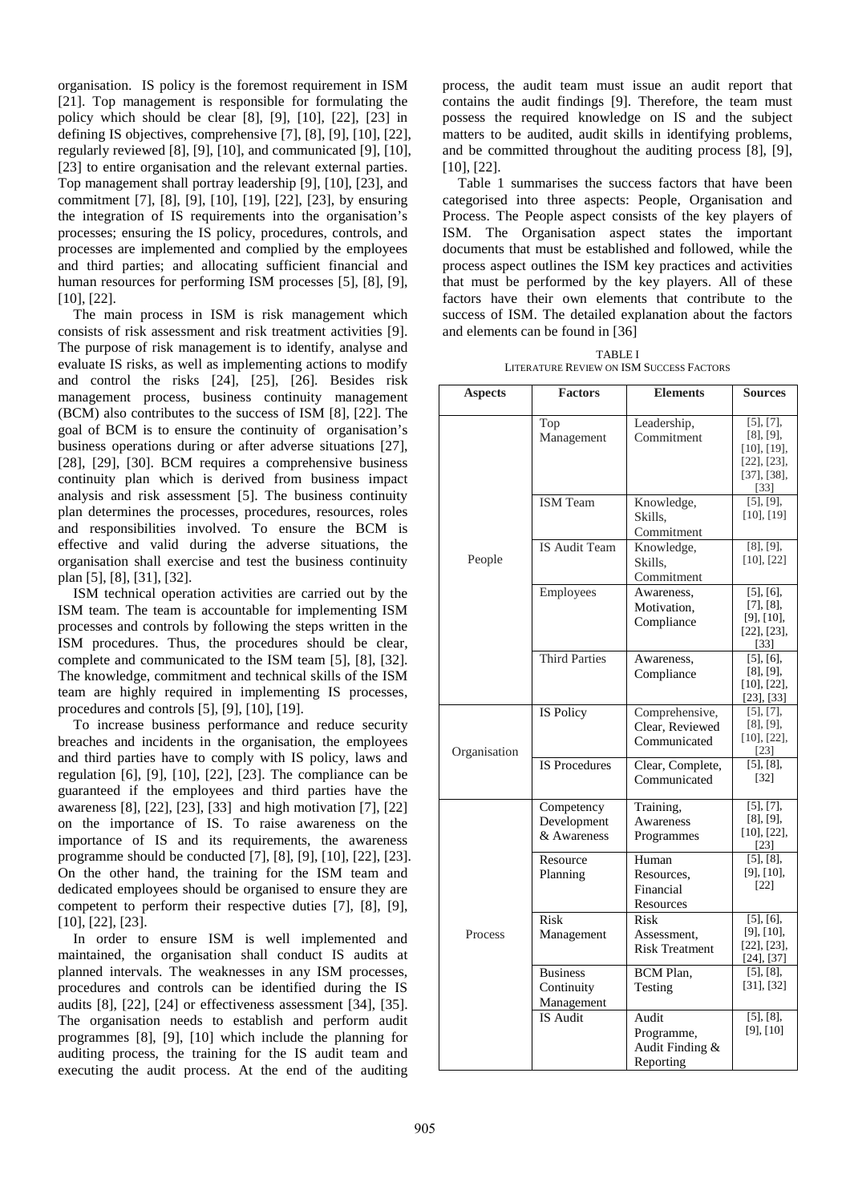organisation. IS policy is the foremost requirement in ISM [21]. Top management is responsible for formulating the policy which should be clear [8], [9], [10], [22], [23] in defining IS objectives, comprehensive [7], [8], [9], [10], [22], regularly reviewed [8], [9], [10], and communicated [9], [10], [23] to entire organisation and the relevant external parties. Top management shall portray leadership [9], [10], [23], and commitment [7], [8], [9], [10], [19], [22], [23], by ensuring the integration of IS requirements into the organisation's processes; ensuring the IS policy, procedures, controls, and processes are implemented and complied by the employees and third parties; and allocating sufficient financial and human resources for performing ISM processes [5], [8], [9], [10], [22].

The main process in ISM is risk management which consists of risk assessment and risk treatment activities [9]. The purpose of risk management is to identify, analyse and evaluate IS risks, as well as implementing actions to modify and control the risks [24], [25], [26]. Besides risk management process, business continuity management (BCM) also contributes to the success of ISM [8], [22]. The goal of BCM is to ensure the continuity of organisation's business operations during or after adverse situations [27], [28], [29], [30]. BCM requires a comprehensive business continuity plan which is derived from business impact analysis and risk assessment [5]. The business continuity plan determines the processes, procedures, resources, roles and responsibilities involved. To ensure the BCM is effective and valid during the adverse situations, the organisation shall exercise and test the business continuity plan [5], [8], [31], [32].

ISM technical operation activities are carried out by the ISM team. The team is accountable for implementing ISM processes and controls by following the steps written in the ISM procedures. Thus, the procedures should be clear, complete and communicated to the ISM team [5], [8], [32]. The knowledge, commitment and technical skills of the ISM team are highly required in implementing IS processes, procedures and controls [5], [9], [10], [19].

To increase business performance and reduce security breaches and incidents in the organisation, the employees and third parties have to comply with IS policy, laws and regulation [6], [9], [10], [22], [23]. The compliance can be guaranteed if the employees and third parties have the awareness [8], [22], [23], [33] and high motivation [7], [22] on the importance of IS. To raise awareness on the importance of IS and its requirements, the awareness programme should be conducted [7], [8], [9], [10], [22], [23]. On the other hand, the training for the ISM team and dedicated employees should be organised to ensure they are competent to perform their respective duties [7], [8], [9], [10], [22], [23].

In order to ensure ISM is well implemented and maintained, the organisation shall conduct IS audits at planned intervals. The weaknesses in any ISM processes, procedures and controls can be identified during the IS audits [8], [22], [24] or effectiveness assessment [34], [35]. The organisation needs to establish and perform audit programmes [8], [9], [10] which include the planning for auditing process, the training for the IS audit team and executing the audit process. At the end of the auditing process, the audit team must issue an audit report that contains the audit findings [9]. Therefore, the team must possess the required knowledge on IS and the subject matters to be audited, audit skills in identifying problems, and be committed throughout the auditing process [8], [9], [10], [22].

Table 1 summarises the success factors that have been categorised into three aspects: People, Organisation and Process. The People aspect consists of the key players of ISM. The Organisation aspect states the important documents that must be established and followed, while the process aspect outlines the ISM key practices and activities that must be performed by the key players. All of these factors have their own elements that contribute to the success of ISM. The detailed explanation about the factors and elements can be found in [36]

TABLE I
LITERATURE REVIEW ON ISM SUCCESS FACTORS

| Aspects | Factors | Elements | Sources |
|---|---|---|---|
| People | Top Management | Leadership, Commitment | [5], [7], [8], [9], [10], [19], [22], [23], [37], [38], [33] |
| | ISM Team | Knowledge, Skills, Commitment | [5], [9], [10], [19] |
| | IS Audit Team | Knowledge, Skills, Commitment | [8], [9], [10], [22] |
| | Employees | Awareness, Motivation, Compliance | [5], [6], [7], [8], [9], [10], [22], [23], [33] |
| | Third Parties | Awareness, Compliance | [5], [6], [8], [9], [10], [22], [23], [33] |
| Organisation | IS Policy | Comprehensive, Clear, Reviewed Communicated | [5], [7], [8], [9], [10], [22], [23] |
| | IS Procedures | Clear, Complete, Communicated | [5], [8], [32] |
| Process | Competency Development & Awareness | Training, Awareness Programmes | [5], [7], [8], [9], [10], [22], [23] |
| | Resource Planning | Human Resources, Financial Resources | [5], [8], [9], [10], [22] |
| | Risk Management | Risk Assessment, Risk Treatment | [5], [6], [9], [10], [22], [23], [24], [37] |
| | Business Continuity Management | BCM Plan, Testing | [5], [8], [31], [32] |
| | IS Audit | Audit Programme, Audit Finding & Reporting | [5], [8], [9], [10] |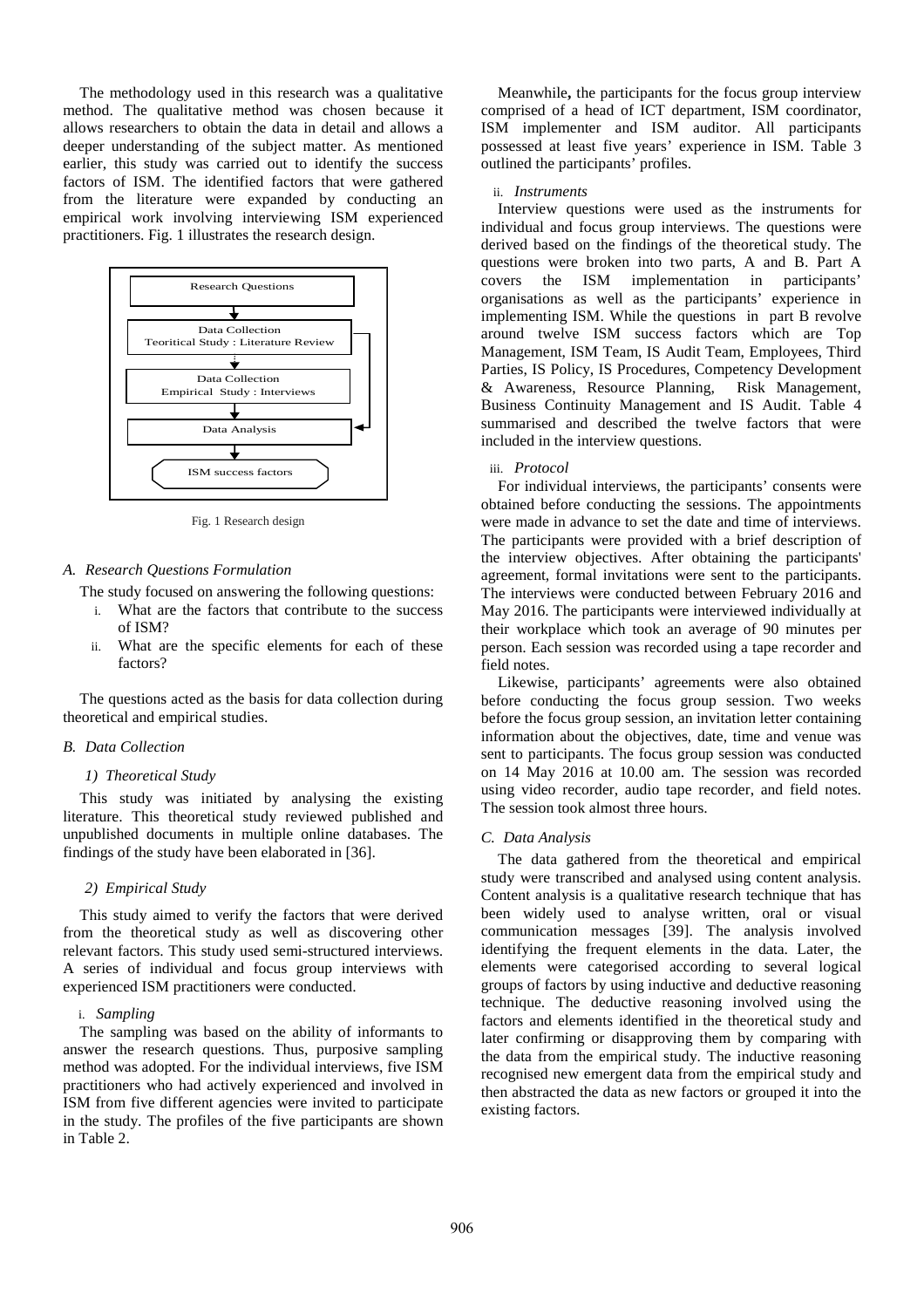The methodology used in this research was a qualitative method. The qualitative method was chosen because it allows researchers to obtain the data in detail and allows a deeper understanding of the subject matter. As mentioned earlier, this study was carried out to identify the success factors of ISM. The identified factors that were gathered from the literature were expanded by conducting an empirical work involving interviewing ISM experienced practitioners. Fig. 1 illustrates the research design.

Research Questions

Data Collection
Teoritical Study : Literature Review

Data Collection
Empirical Study : Interviews

Data Analysis

ISM success factors

Fig. 1 Research design

### A. Research Questions Formulation

The study focused on answering the following questions:

i. What are the factors that contribute to the success of ISM?
ii. What are the specific elements for each of these factors?

The questions acted as the basis for data collection during theoretical and empirical studies.

### B. Data Collection

#### 1) Theoretical Study

This study was initiated by analysing the existing literature. This theoretical study reviewed published and unpublished documents in multiple online databases. The findings of the study have been elaborated in [36].

#### 2) Empirical Study

This study aimed to verify the factors that were derived from the theoretical study as well as discovering other relevant factors. This study used semi-structured interviews. A series of individual and focus group interviews with experienced ISM practitioners were conducted.

i. *Sampling*

The sampling was based on the ability of informants to answer the research questions. Thus, purposive sampling method was adopted. For the individual interviews, five ISM practitioners who had actively experienced and involved in ISM from five different agencies were invited to participate in the study. The profiles of the five participants are shown in Table 2.

Meanwhile**,** the participants for the focus group interview comprised of a head of ICT department, ISM coordinator, ISM implementer and ISM auditor. All participants possessed at least five years' experience in ISM. Table 3 outlined the participants' profiles.

ii. *Instruments*

Interview questions were used as the instruments for individual and focus group interviews. The questions were derived based on the findings of the theoretical study. The questions were broken into two parts, A and B. Part A covers the ISM implementation in participants' organisations as well as the participants' experience in implementing ISM. While the questions in part B revolve around twelve ISM success factors which are Top Management, ISM Team, IS Audit Team, Employees, Third Parties, IS Policy, IS Procedures, Competency Development & Awareness, Resource Planning, Risk Management, Business Continuity Management and IS Audit. Table 4 summarised and described the twelve factors that were included in the interview questions.

iii. *Protocol*

For individual interviews, the participants' consents were obtained before conducting the sessions. The appointments were made in advance to set the date and time of interviews. The participants were provided with a brief description of the interview objectives. After obtaining the participants' agreement, formal invitations were sent to the participants. The interviews were conducted between February 2016 and May 2016. The participants were interviewed individually at their workplace which took an average of 90 minutes per person. Each session was recorded using a tape recorder and field notes.

Likewise, participants' agreements were also obtained before conducting the focus group session. Two weeks before the focus group session, an invitation letter containing information about the objectives, date, time and venue was sent to participants. The focus group session was conducted on 14 May 2016 at 10.00 am. The session was recorded using video recorder, audio tape recorder, and field notes. The session took almost three hours.

### C. Data Analysis

The data gathered from the theoretical and empirical study were transcribed and analysed using content analysis. Content analysis is a qualitative research technique that has been widely used to analyse written, oral or visual communication messages [39]. The analysis involved identifying the frequent elements in the data. Later, the elements were categorised according to several logical groups of factors by using inductive and deductive reasoning technique. The deductive reasoning involved using the factors and elements identified in the theoretical study and later confirming or disapproving them by comparing with the data from the empirical study. The inductive reasoning recognised new emergent data from the empirical study and then abstracted the data as new factors or grouped it into the existing factors.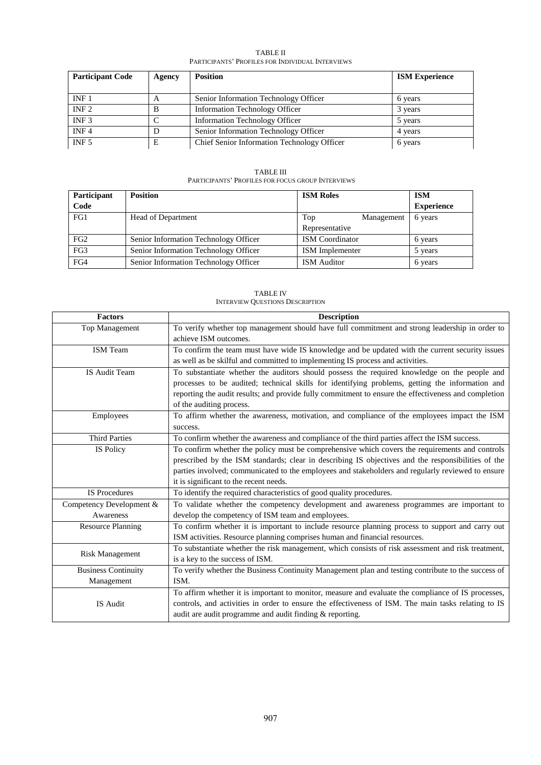TABLE II
PARTICIPANTS' PROFILES FOR INDIVIDUAL INTERVIEWS

| Participant Code | Agency | Position | ISM Experience |
|---|---|---|---|
| INF 1 | A | Senior Information Technology Officer | 6 years |
| INF 2 | B | Information Technology Officer | 3 years |
| INF 3 | C | Information Technology Officer | 5 years |
| INF 4 | D | Senior Information Technology Officer | 4 years |
| INF 5 | E | Chief Senior Information Technology Officer | 6 years |

TABLE III
PARTICIPANTS' PROFILES FOR FOCUS GROUP INTERVIEWS

| Participant Code | Position | ISM Roles | ISM Experience |
|---|---|---|---|
| FG1 | Head of Department | Top Management Representative | 6 years |
| FG2 | Senior Information Technology Officer | ISM Coordinator | 6 years |
| FG3 | Senior Information Technology Officer | ISM Implementer | 5 years |
| FG4 | Senior Information Technology Officer | ISM Auditor | 6 years |

TABLE IV
INTERVIEW QUESTIONS DESCRIPTION

| Factors | Description |
|---|---|
| Top Management | To verify whether top management should have full commitment and strong leadership in order to achieve ISM outcomes. |
| ISM Team | To confirm the team must have wide IS knowledge and be updated with the current security issues as well as be skilful and committed to implementing IS process and activities. |
| IS Audit Team | To substantiate whether the auditors should possess the required knowledge on the people and processes to be audited; technical skills for identifying problems, getting the information and reporting the audit results; and provide fully commitment to ensure the effectiveness and completion of the auditing process. |
| Employees | To affirm whether the awareness, motivation, and compliance of the employees impact the ISM success. |
| Third Parties | To confirm whether the awareness and compliance of the third parties affect the ISM success. |
| IS Policy | To confirm whether the policy must be comprehensive which covers the requirements and controls prescribed by the ISM standards; clear in describing IS objectives and the responsibilities of the parties involved; communicated to the employees and stakeholders and regularly reviewed to ensure it is significant to the recent needs. |
| IS Procedures | To identify the required characteristics of good quality procedures. |
| Competency Development & Awareness | To validate whether the competency development and awareness programmes are important to develop the competency of ISM team and employees. |
| Resource Planning | To confirm whether it is important to include resource planning process to support and carry out ISM activities. Resource planning comprises human and financial resources. |
| Risk Management | To substantiate whether the risk management, which consists of risk assessment and risk treatment, is a key to the success of ISM. |
| Business Continuity Management | To verify whether the Business Continuity Management plan and testing contribute to the success of ISM. |
| IS Audit | To affirm whether it is important to monitor, measure and evaluate the compliance of IS processes, controls, and activities in order to ensure the effectiveness of ISM. The main tasks relating to IS audit are audit programme and audit finding & reporting. |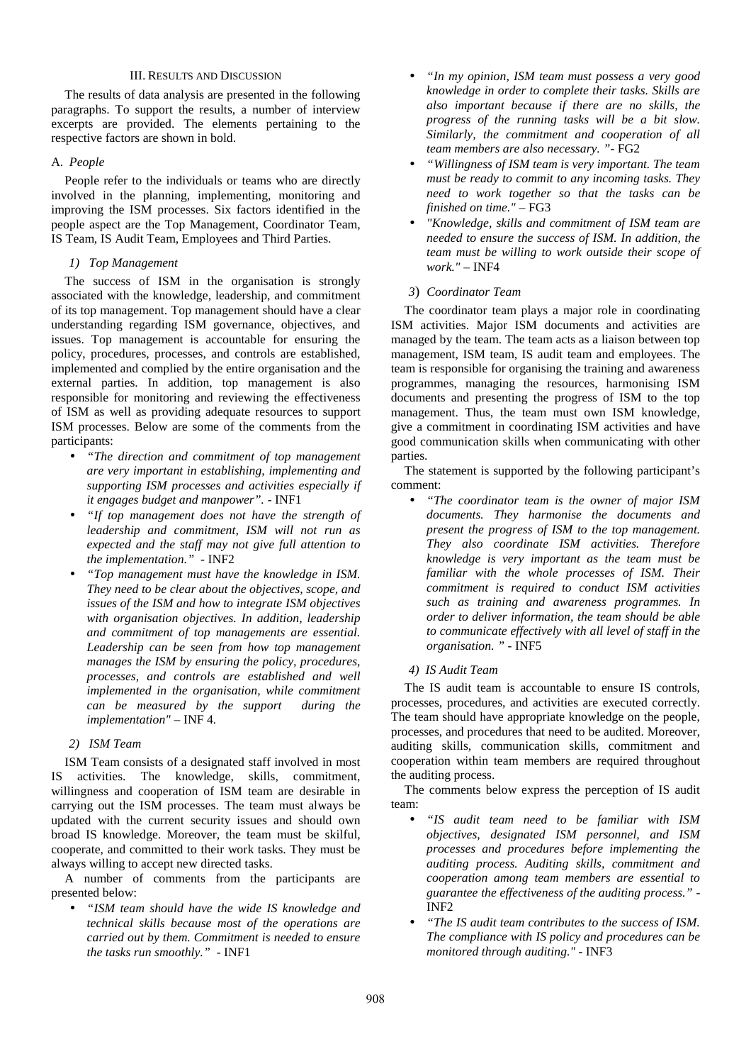## III. Results and Discussion

The results of data analysis are presented in the following paragraphs. To support the results, a number of interview excerpts are provided. The elements pertaining to the respective factors are shown in bold.

### A. *People*

People refer to the individuals or teams who are directly involved in the planning, implementing, monitoring and improving the ISM processes. Six factors identified in the people aspect are the Top Management, Coordinator Team, IS Team, IS Audit Team, Employees and Third Parties.

#### *1) Top Management*

The success of ISM in the organisation is strongly associated with the knowledge, leadership, and commitment of its top management. Top management should have a clear understanding regarding ISM governance, objectives, and issues. Top management is accountable for ensuring the policy, procedures, processes, and controls are established, implemented and complied by the entire organisation and the external parties. In addition, top management is also responsible for monitoring and reviewing the effectiveness of ISM as well as providing adequate resources to support ISM processes. Below are some of the comments from the participants:

- *"The direction and commitment of top management are very important in establishing, implementing and supporting ISM processes and activities especially if it engages budget and manpower".* - INF1
- *"If top management does not have the strength of leadership and commitment, ISM will not run as expected and the staff may not give full attention to the implementation."* - INF2
- *"Top management must have the knowledge in ISM. They need to be clear about the objectives, scope, and issues of the ISM and how to integrate ISM objectives with organisation objectives. In addition, leadership and commitment of top managements are essential. Leadership can be seen from how top management manages the ISM by ensuring the policy, procedures, processes, and controls are established and well implemented in the organisation, while commitment can be measured by the support during the implementation"* – INF 4.

#### *2) ISM Team*

ISM Team consists of a designated staff involved in most IS activities. The knowledge, skills, commitment, willingness and cooperation of ISM team are desirable in carrying out the ISM processes. The team must always be updated with the current security issues and should own broad IS knowledge. Moreover, the team must be skilful, cooperate, and committed to their work tasks. They must be always willing to accept new directed tasks.

A number of comments from the participants are presented below:

- *"ISM team should have the wide IS knowledge and technical skills because most of the operations are carried out by them. Commitment is needed to ensure the tasks run smoothly."* - INF1
- *"In my opinion, ISM team must possess a very good knowledge in order to complete their tasks. Skills are also important because if there are no skills, the progress of the running tasks will be a bit slow. Similarly, the commitment and cooperation of all team members are also necessary. "*- FG2
- *"Willingness of ISM team is very important. The team must be ready to commit to any incoming tasks. They need to work together so that the tasks can be finished on time."* – FG3
- *"Knowledge, skills and commitment of ISM team are needed to ensure the success of ISM. In addition, the team must be willing to work outside their scope of work."* – INF4

#### *3) Coordinator Team*

The coordinator team plays a major role in coordinating ISM activities. Major ISM documents and activities are managed by the team. The team acts as a liaison between top management, ISM team, IS audit team and employees. The team is responsible for organising the training and awareness programmes, managing the resources, harmonising ISM documents and presenting the progress of ISM to the top management. Thus, the team must own ISM knowledge, give a commitment in coordinating ISM activities and have good communication skills when communicating with other parties.

The statement is supported by the following participant's comment:

- *"The coordinator team is the owner of major ISM documents. They harmonise the documents and present the progress of ISM to the top management. They also coordinate ISM activities. Therefore knowledge is very important as the team must be familiar with the whole processes of ISM. Their commitment is required to conduct ISM activities such as training and awareness programmes. In order to deliver information, the team should be able to communicate effectively with all level of staff in the organisation. "* - INF5

#### *4) IS Audit Team*

The IS audit team is accountable to ensure IS controls, processes, procedures, and activities are executed correctly. The team should have appropriate knowledge on the people, processes, and procedures that need to be audited. Moreover, auditing skills, communication skills, commitment and cooperation within team members are required throughout the auditing process.

The comments below express the perception of IS audit team:

- *"IS audit team need to be familiar with ISM objectives, designated ISM personnel, and ISM processes and procedures before implementing the auditing process. Auditing skills, commitment and cooperation among team members are essential to guarantee the effectiveness of the auditing process."* - INF2
- *"The IS audit team contributes to the success of ISM. The compliance with IS policy and procedures can be monitored through auditing."* - INF3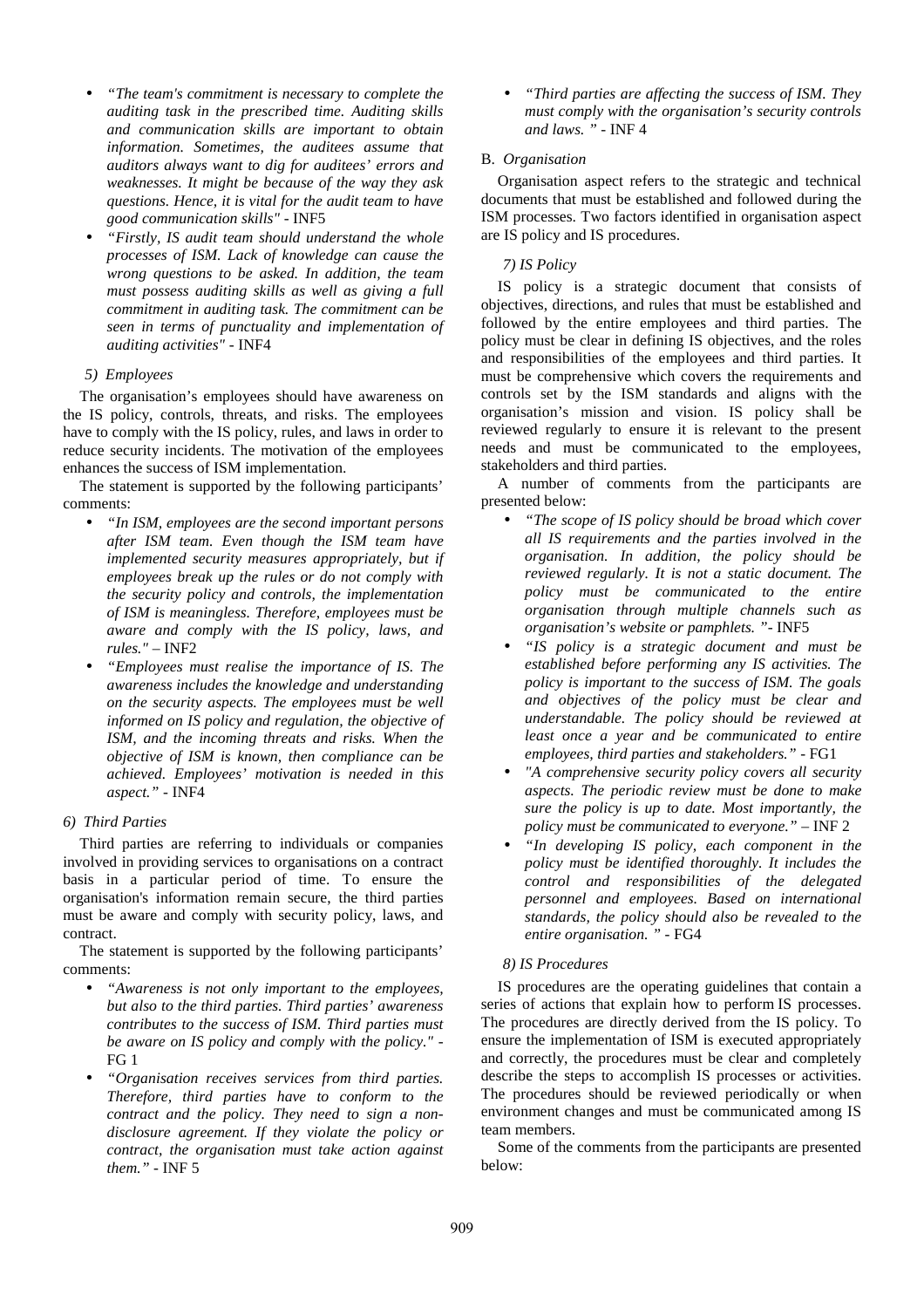- *"The team's commitment is necessary to complete the auditing task in the prescribed time. Auditing skills and communication skills are important to obtain information. Sometimes, the auditees assume that auditors always want to dig for auditees' errors and weaknesses. It might be because of the way they ask questions. Hence, it is vital for the audit team to have good communication skills"* - INF5
- *"Firstly, IS audit team should understand the whole processes of ISM. Lack of knowledge can cause the wrong questions to be asked. In addition, the team must possess auditing skills as well as giving a full commitment in auditing task. The commitment can be seen in terms of punctuality and implementation of auditing activities"* - INF4

#### *5) Employees*

The organisation's employees should have awareness on the IS policy, controls, threats, and risks. The employees have to comply with the IS policy, rules, and laws in order to reduce security incidents. The motivation of the employees enhances the success of ISM implementation.

The statement is supported by the following participants' comments:

- *"In ISM, employees are the second important persons after ISM team. Even though the ISM team have implemented security measures appropriately, but if employees break up the rules or do not comply with the security policy and controls, the implementation of ISM is meaningless. Therefore, employees must be aware and comply with the IS policy, laws, and rules."* – INF2
- *"Employees must realise the importance of IS. The awareness includes the knowledge and understanding on the security aspects. The employees must be well informed on IS policy and regulation, the objective of ISM, and the incoming threats and risks. When the objective of ISM is known, then compliance can be achieved. Employees' motivation is needed in this aspect."* - INF4

#### *6) Third Parties*

Third parties are referring to individuals or companies involved in providing services to organisations on a contract basis in a particular period of time. To ensure the organisation's information remain secure, the third parties must be aware and comply with security policy, laws, and contract.

The statement is supported by the following participants' comments:

- *"Awareness is not only important to the employees, but also to the third parties. Third parties' awareness contributes to the success of ISM. Third parties must be aware on IS policy and comply with the policy."* - FG 1
- *"Organisation receives services from third parties. Therefore, third parties have to conform to the contract and the policy. They need to sign a non-disclosure agreement. If they violate the policy or contract, the organisation must take action against them."* - INF 5
- *"Third parties are affecting the success of ISM. They must comply with the organisation's security controls and laws. "* - INF 4

### B. *Organisation*

Organisation aspect refers to the strategic and technical documents that must be established and followed during the ISM processes. Two factors identified in organisation aspect are IS policy and IS procedures.

#### *7) IS Policy*

IS policy is a strategic document that consists of objectives, directions, and rules that must be established and followed by the entire employees and third parties. The policy must be clear in defining IS objectives, and the roles and responsibilities of the employees and third parties. It must be comprehensive which covers the requirements and controls set by the ISM standards and aligns with the organisation's mission and vision. IS policy shall be reviewed regularly to ensure it is relevant to the present needs and must be communicated to the employees, stakeholders and third parties.

A number of comments from the participants are presented below:

- *"The scope of IS policy should be broad which cover all IS requirements and the parties involved in the organisation. In addition, the policy should be reviewed regularly. It is not a static document. The policy must be communicated to the entire organisation through multiple channels such as organisation's website or pamphlets. "*- INF5
- *"IS policy is a strategic document and must be established before performing any IS activities. The policy is important to the success of ISM. The goals and objectives of the policy must be clear and understandable. The policy should be reviewed at least once a year and be communicated to entire employees, third parties and stakeholders."* - FG1
- *"A comprehensive security policy covers all security aspects. The periodic review must be done to make sure the policy is up to date. Most importantly, the policy must be communicated to everyone."* – INF 2
- *"In developing IS policy, each component in the policy must be identified thoroughly. It includes the control and responsibilities of the delegated personnel and employees. Based on international standards, the policy should also be revealed to the entire organisation. "* - FG4

#### *8) IS Procedures*

IS procedures are the operating guidelines that contain a series of actions that explain how to perform IS processes. The procedures are directly derived from the IS policy. To ensure the implementation of ISM is executed appropriately and correctly, the procedures must be clear and completely describe the steps to accomplish IS processes or activities. The procedures should be reviewed periodically or when environment changes and must be communicated among IS team members.

Some of the comments from the participants are presented below: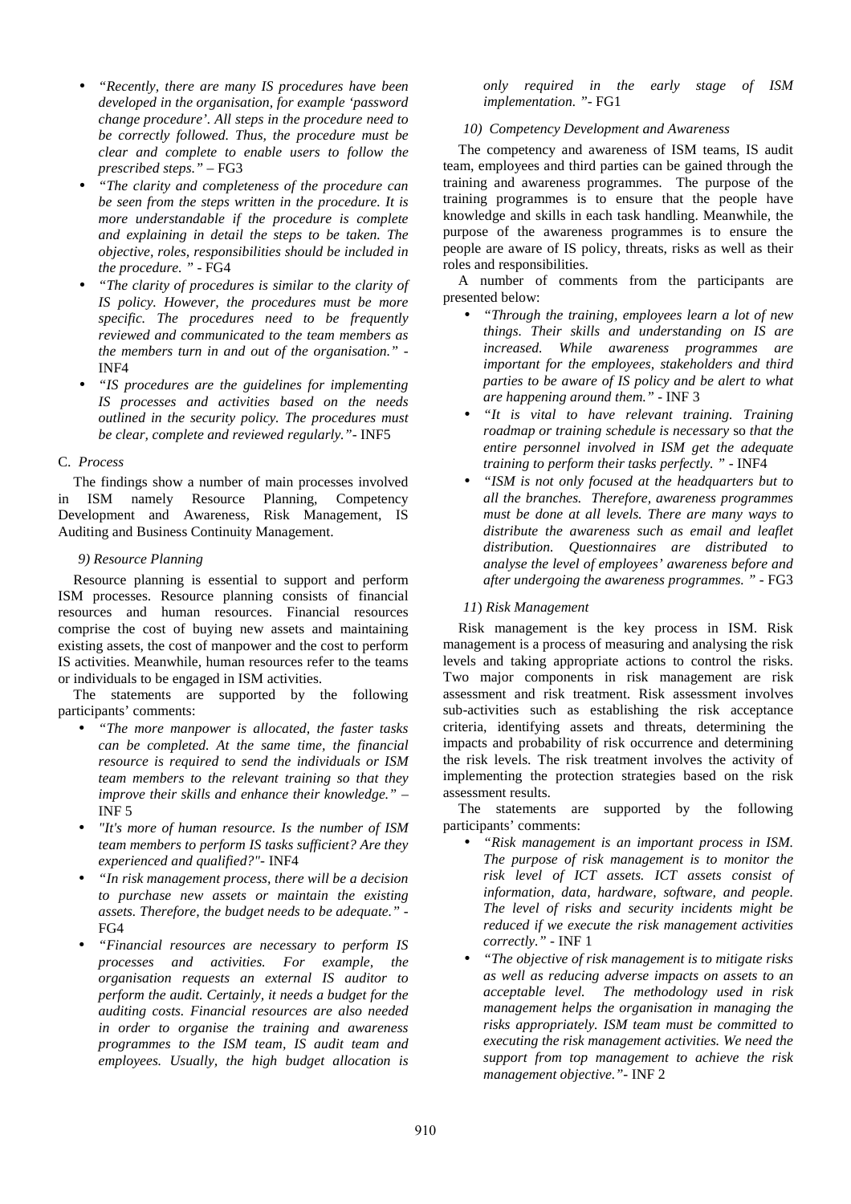- *"Recently, there are many IS procedures have been developed in the organisation, for example 'password change procedure'. All steps in the procedure need to be correctly followed. Thus, the procedure must be clear and complete to enable users to follow the prescribed steps."* – FG3
- *"The clarity and completeness of the procedure can be seen from the steps written in the procedure. It is more understandable if the procedure is complete and explaining in detail the steps to be taken. The objective, roles, responsibilities should be included in the procedure. "* - FG4
- *"The clarity of procedures is similar to the clarity of IS policy. However, the procedures must be more specific. The procedures need to be frequently reviewed and communicated to the team members as the members turn in and out of the organisation."* - INF4
- *"IS procedures are the guidelines for implementing IS processes and activities based on the needs outlined in the security policy. The procedures must be clear, complete and reviewed regularly."*- INF5

### C. *Process*

The findings show a number of main processes involved in ISM namely Resource Planning, Competency Development and Awareness, Risk Management, IS Auditing and Business Continuity Management.

#### *9) Resource Planning*

Resource planning is essential to support and perform ISM processes. Resource planning consists of financial resources and human resources. Financial resources comprise the cost of buying new assets and maintaining existing assets, the cost of manpower and the cost to perform IS activities. Meanwhile, human resources refer to the teams or individuals to be engaged in ISM activities.

The statements are supported by the following participants' comments:

- *"The more manpower is allocated, the faster tasks can be completed. At the same time, the financial resource is required to send the individuals or ISM team members to the relevant training so that they improve their skills and enhance their knowledge."* – INF 5
- *"It's more of human resource. Is the number of ISM team members to perform IS tasks sufficient? Are they experienced and qualified?"*- INF4
- *"In risk management process, there will be a decision to purchase new assets or maintain the existing assets. Therefore, the budget needs to be adequate."* - FG4
- *"Financial resources are necessary to perform IS processes and activities. For example, the organisation requests an external IS auditor to perform the audit. Certainly, it needs a budget for the auditing costs. Financial resources are also needed in order to organise the training and awareness programmes to the ISM team, IS audit team and employees. Usually, the high budget allocation is only required in the early stage of ISM implementation. "*- FG1

#### *10) Competency Development and Awareness*

The competency and awareness of ISM teams, IS audit team, employees and third parties can be gained through the training and awareness programmes. The purpose of the training programmes is to ensure that the people have knowledge and skills in each task handling. Meanwhile, the purpose of the awareness programmes is to ensure the people are aware of IS policy, threats, risks as well as their roles and responsibilities.

A number of comments from the participants are presented below:

- *"Through the training, employees learn a lot of new things. Their skills and understanding on IS are increased. While awareness programmes are important for the employees, stakeholders and third parties to be aware of IS policy and be alert to what are happening around them."* - INF 3
- *"It is vital to have relevant training. Training roadmap or training schedule is necessary* so *that the entire personnel involved in ISM get the adequate training to perform their tasks perfectly. "* - INF4
- *"ISM is not only focused at the headquarters but to all the branches. Therefore, awareness programmes must be done at all levels. There are many ways to distribute the awareness such as email and leaflet distribution. Questionnaires are distributed to analyse the level of employees' awareness before and after undergoing the awareness programmes. "* - FG3

#### *11) Risk Management*

Risk management is the key process in ISM. Risk management is a process of measuring and analysing the risk levels and taking appropriate actions to control the risks. Two major components in risk management are risk assessment and risk treatment. Risk assessment involves sub-activities such as establishing the risk acceptance criteria, identifying assets and threats, determining the impacts and probability of risk occurrence and determining the risk levels. The risk treatment involves the activity of implementing the protection strategies based on the risk assessment results.

The statements are supported by the following participants' comments:

- *"Risk management is an important process in ISM. The purpose of risk management is to monitor the risk level of ICT assets. ICT assets consist of information, data, hardware, software, and people. The level of risks and security incidents might be reduced if we execute the risk management activities correctly."* - INF 1
- *"The objective of risk management is to mitigate risks as well as reducing adverse impacts on assets to an acceptable level. The methodology used in risk management helps the organisation in managing the risks appropriately. ISM team must be committed to executing the risk management activities. We need the support from top management to achieve the risk management objective."*- INF 2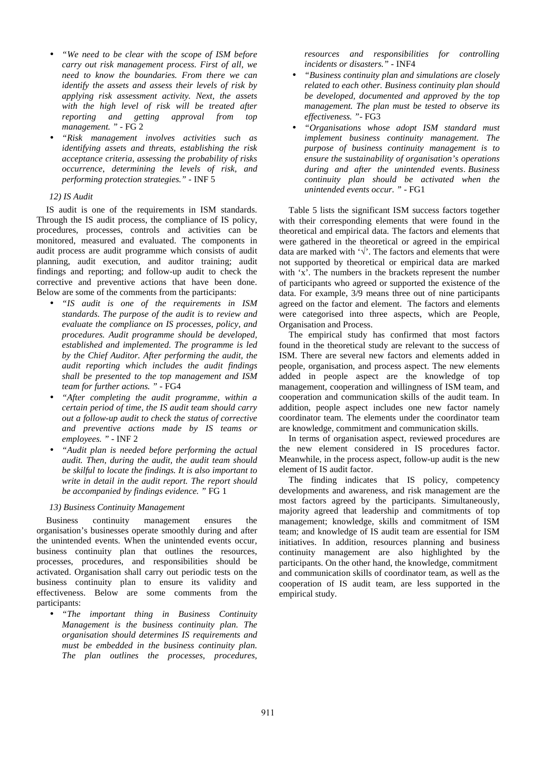- *"We need to be clear with the scope of ISM before carry out risk management process. First of all, we need to know the boundaries. From there we can identify the assets and assess their levels of risk by applying risk assessment activity. Next, the assets with the high level of risk will be treated after reporting and getting approval from top management. "* - FG 2
- *"Risk management involves activities such as identifying assets and threats, establishing the risk acceptance criteria, assessing the probability of risks occurrence, determining the levels of risk, and performing protection strategies."* - INF 5

*12) IS Audit*

IS audit is one of the requirements in ISM standards. Through the IS audit process, the compliance of IS policy, procedures, processes, controls and activities can be monitored, measured and evaluated. The components in audit process are audit programme which consists of audit planning, audit execution, and auditor training; audit findings and reporting; and follow-up audit to check the corrective and preventive actions that have been done. Below are some of the comments from the participants:

- *"IS audit is one of the requirements in ISM standards. The purpose of the audit is to review and evaluate the compliance on IS processes, policy, and procedures. Audit programme should be developed, established and implemented. The programme is led by the Chief Auditor. After performing the audit, the audit reporting which includes the audit findings shall be presented to the top management and ISM team for further actions. "* - FG4
- *"After completing the audit programme, within a certain period of time, the IS audit team should carry out a follow-up audit to check the status of corrective and preventive actions made by IS teams or employees. "* - INF 2
- *"Audit plan is needed before performing the actual audit. Then, during the audit, the audit team should be skilful to locate the findings. It is also important to write in detail in the audit report. The report should be accompanied by findings evidence. "* FG 1

*13) Business Continuity Management*

Business continuity management ensures the organisation's businesses operate smoothly during and after the unintended events. When the unintended events occur, business continuity plan that outlines the resources, processes, procedures, and responsibilities should be activated. Organisation shall carry out periodic tests on the business continuity plan to ensure its validity and effectiveness. Below are some comments from the participants:

- *"The important thing in Business Continuity Management is the business continuity plan. The organisation should determines IS requirements and must be embedded in the business continuity plan. The plan outlines the processes, procedures, resources and responsibilities for controlling incidents or disasters."* - INF4
- *"Business continuity plan and simulations are closely related to each other. Business continuity plan should be developed, documented and approved by the top management. The plan must be tested to observe its effectiveness. "*- FG3
- *"Organisations whose adopt ISM standard must implement business continuity management. The purpose of business continuity management is to ensure the sustainability of organisation's operations during and after the unintended events. Business continuity plan should be activated when the unintended events occur. "* - FG1

Table 5 lists the significant ISM success factors together with their corresponding elements that were found in the theoretical and empirical data. The factors and elements that were gathered in the theoretical or agreed in the empirical data are marked with '√'. The factors and elements that were not supported by theoretical or empirical data are marked with 'x'. The numbers in the brackets represent the number of participants who agreed or supported the existence of the data. For example, 3/9 means three out of nine participants agreed on the factor and element. The factors and elements were categorised into three aspects, which are People, Organisation and Process.

The empirical study has confirmed that most factors found in the theoretical study are relevant to the success of ISM. There are several new factors and elements added in people, organisation, and process aspect. The new elements added in people aspect are the knowledge of top management, cooperation and willingness of ISM team, and cooperation and communication skills of the audit team. In addition, people aspect includes one new factor namely coordinator team. The elements under the coordinator team are knowledge, commitment and communication skills.

In terms of organisation aspect, reviewed procedures are the new element considered in IS procedures factor. Meanwhile, in the process aspect, follow-up audit is the new element of IS audit factor.

The finding indicates that IS policy, competency developments and awareness, and risk management are the most factors agreed by the participants. Simultaneously, majority agreed that leadership and commitments of top management; knowledge, skills and commitment of ISM team; and knowledge of IS audit team are essential for ISM initiatives. In addition, resources planning and business continuity management are also highlighted by the participants. On the other hand, the knowledge, commitment and communication skills of coordinator team, as well as the cooperation of IS audit team, are less supported in the empirical study.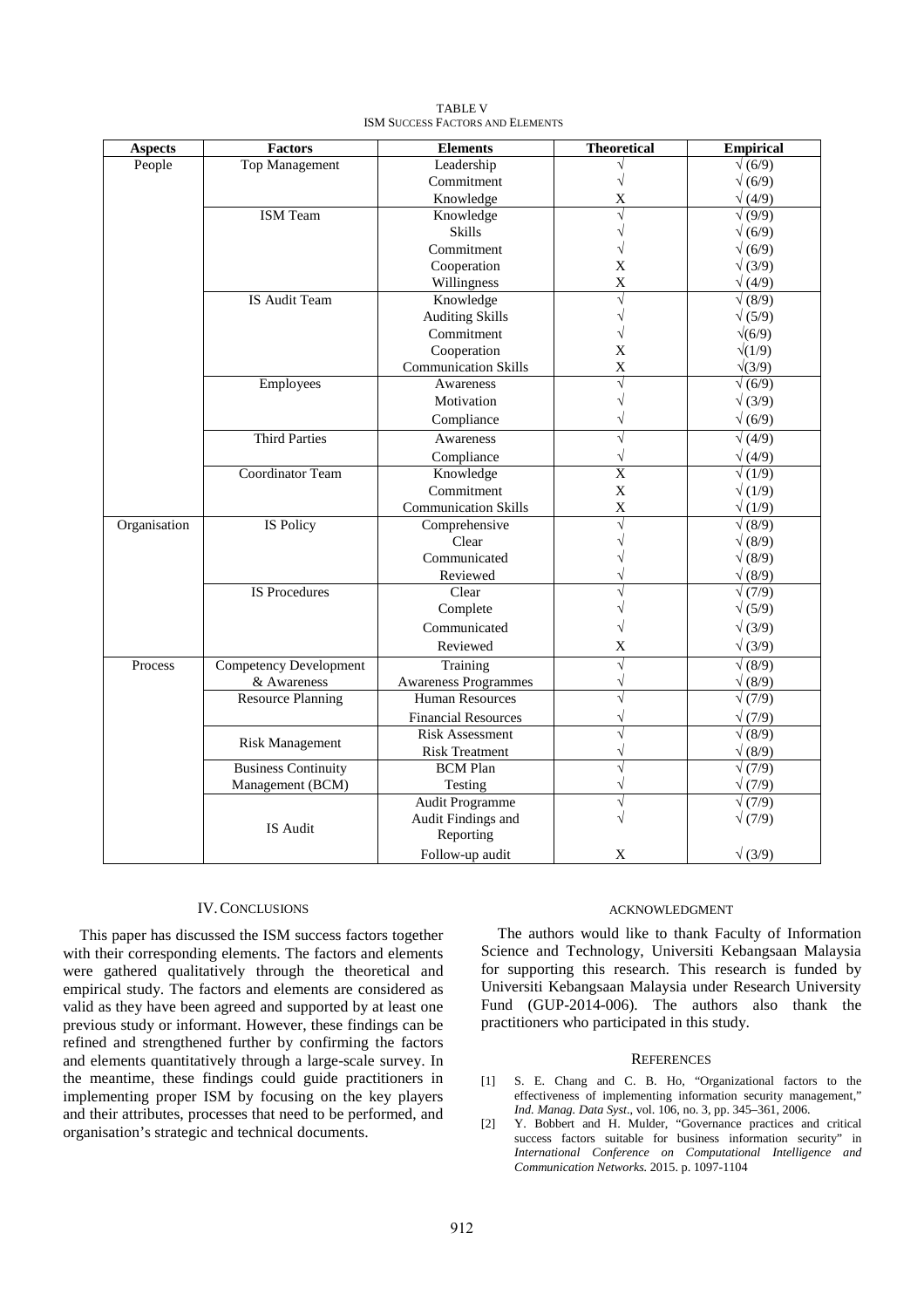TABLE V
ISM SUCCESS FACTORS AND ELEMENTS

| Aspects | Factors | Elements | Theoretical | Empirical |
|---|---|---|---|---|
| People | Top Management | Leadership | √ | √ (6/9) |
| | | Commitment | √ | √ (6/9) |
| | | Knowledge | X | √ (4/9) |
| | ISM Team | Knowledge | √ | √ (9/9) |
| | | Skills | √ | √ (6/9) |
| | | Commitment | √ | √ (6/9) |
| | | Cooperation | X | √ (3/9) |
| | | Willingness | X | √ (4/9) |
| | IS Audit Team | Knowledge | √ | √ (8/9) |
| | | Auditing Skills | √ | √ (5/9) |
| | | Commitment | √ | √(6/9) |
| | | Cooperation | X | √(1/9) |
| | | Communication Skills | X | √(3/9) |
| | Employees | Awareness | √ | √ (6/9) |
| | | Motivation | √ | √ (3/9) |
| | | Compliance | √ | √ (6/9) |
| | Third Parties | Awareness | √ | √ (4/9) |
| | | Compliance | √ | √ (4/9) |
| | Coordinator Team | Knowledge | X | √ (1/9) |
| | | Commitment | X | √ (1/9) |
| | | Communication Skills | X | √ (1/9) |
| Organisation | IS Policy | Comprehensive | √ | √ (8/9) |
| | | Clear | √ | √ (8/9) |
| | | Communicated | √ | √ (8/9) |
| | | Reviewed | √ | √ (8/9) |
| | IS Procedures | Clear | √ | √ (7/9) |
| | | Complete | √ | √ (5/9) |
| | | Communicated | √ | √ (3/9) |
| | | Reviewed | X | √ (3/9) |
| Process | Competency Development & Awareness | Training | √ | √ (8/9) |
| | | Awareness Programmes | √ | √ (8/9) |
| | Resource Planning | Human Resources | √ | √ (7/9) |
| | | Financial Resources | √ | √ (7/9) |
| | Risk Management | Risk Assessment | √ | √ (8/9) |
| | | Risk Treatment | √ | √ (8/9) |
| | Business Continuity Management (BCM) | BCM Plan | √ | √ (7/9) |
| | | Testing | √ | √ (7/9) |
| | IS Audit | Audit Programme | √ | √ (7/9) |
| | | Audit Findings and Reporting | √ | √ (7/9) |
| | | Follow-up audit | X | √ (3/9) |

## IV. CONCLUSIONS

This paper has discussed the ISM success factors together with their corresponding elements. The factors and elements were gathered qualitatively through the theoretical and empirical study. The factors and elements are considered as valid as they have been agreed and supported by at least one previous study or informant. However, these findings can be refined and strengthened further by confirming the factors and elements quantitatively through a large-scale survey. In the meantime, these findings could guide practitioners in implementing proper ISM by focusing on the key players and their attributes, processes that need to be performed, and organisation's strategic and technical documents.

## ACKNOWLEDGMENT

The authors would like to thank Faculty of Information Science and Technology, Universiti Kebangsaan Malaysia for supporting this research. This research is funded by Universiti Kebangsaan Malaysia under Research University Fund (GUP-2014-006). The authors also thank the practitioners who participated in this study.

## REFERENCES

[1] S. E. Chang and C. B. Ho, "Organizational factors to the effectiveness of implementing information security management," *Ind. Manag. Data Syst.*, vol. 106, no. 3, pp. 345–361, 2006.

[2] Y. Bobbert and H. Mulder, "Governance practices and critical success factors suitable for business information security" in *International Conference on Computational Intelligence and Communication Networks.* 2015. p. 1097-1104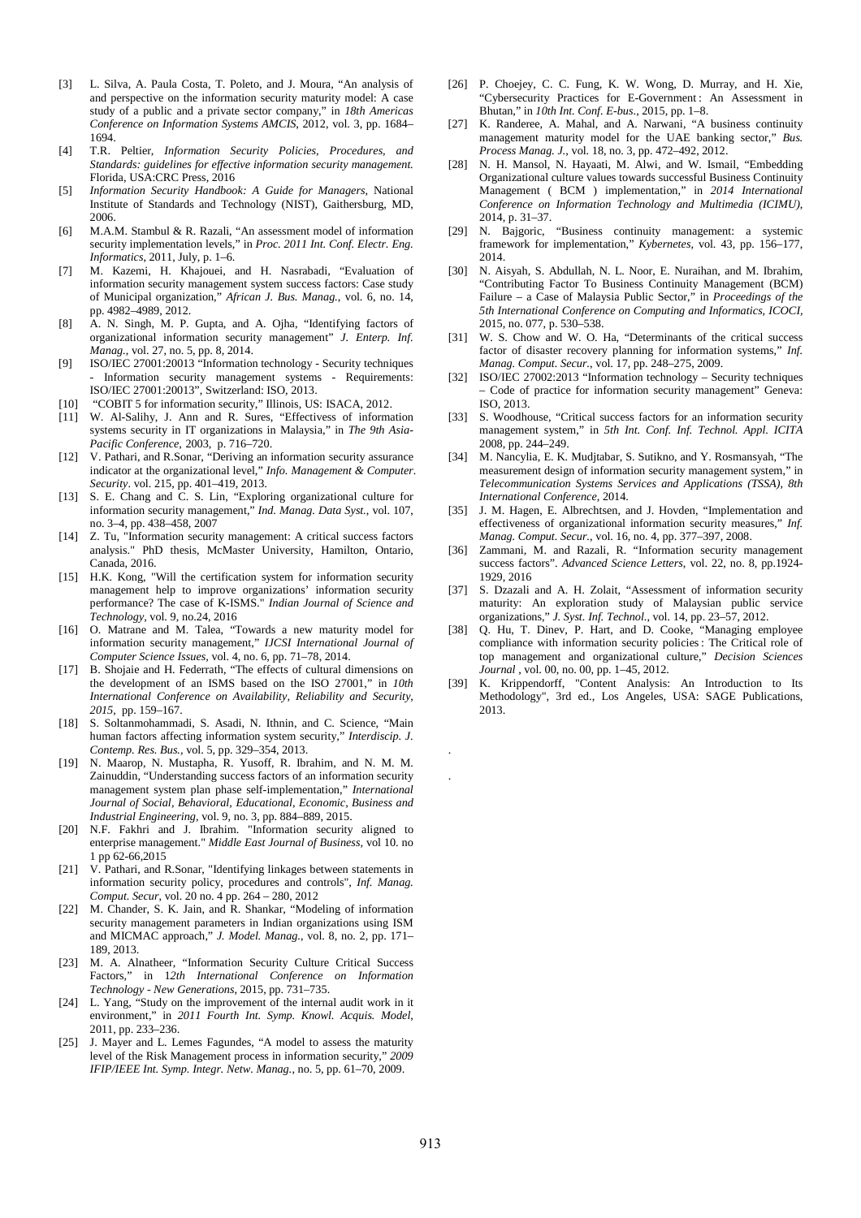[3] L. Silva, A. Paula Costa, T. Poleto, and J. Moura, "An analysis of and perspective on the information security maturity model: A case study of a public and a private sector company," in *18th Americas Conference on Information Systems AMCIS*, 2012, vol. 3, pp. 1684–1694.

[4] T.R. Peltier, *Information Security Policies, Procedures, and Standards: guidelines for effective information security management.* Florida, USA:CRC Press, 2016

[5] *Information Security Handbook: A Guide for Managers*, National Institute of Standards and Technology (NIST), Gaithersburg, MD, 2006.

[6] M.A.M. Stambul & R. Razali, "An assessment model of information security implementation levels," in *Proc. 2011 Int. Conf. Electr. Eng. Informatics*, 2011, July, p. 1–6.

[7] M. Kazemi, H. Khajouei, and H. Nasrabadi, "Evaluation of information security management system success factors: Case study of Municipal organization," *African J. Bus. Manag.*, vol. 6, no. 14, pp. 4982–4989, 2012.

[8] A. N. Singh, M. P. Gupta, and A. Ojha, "Identifying factors of organizational information security management" *J. Enterp. Inf. Manag.*, vol. 27, no. 5, pp. 8, 2014.

[9] ISO/IEC 27001:20013 "Information technology - Security techniques - Information security management systems - Requirements: ISO/IEC 27001:20013", Switzerland: ISO, 2013.

[10] "COBIT 5 for information security," Illinois, US: ISACA, 2012.

[11] W. Al-Salihy, J. Ann and R. Sures, "Effectivess of information systems security in IT organizations in Malaysia," in *The 9th Asia-Pacific Conference*, 2003, p. 716–720.

[12] V. Pathari, and R.Sonar, "Deriving an information security assurance indicator at the organizational level," *Info. Management & Computer. Security*. vol. 215, pp. 401–419, 2013.

[13] S. E. Chang and C. S. Lin, "Exploring organizational culture for information security management," *Ind. Manag. Data Syst.*, vol. 107, no. 3–4, pp. 438–458, 2007

[14] Z. Tu, "Information security management: A critical success factors analysis." PhD thesis, McMaster University, Hamilton, Ontario, Canada, 2016.

[15] H.K. Kong, "Will the certification system for information security management help to improve organizations' information security performance? The case of K-ISMS." *Indian Journal of Science and Technology*, vol. 9, no.24, 2016

[16] O. Matrane and M. Talea, "Towards a new maturity model for information security management," *IJCSI International Journal of Computer Science Issues*, vol. 4, no. 6, pp. 71–78, 2014.

[17] B. Shojaie and H. Federrath, "The effects of cultural dimensions on the development of an ISMS based on the ISO 27001," in *10th International Conference on Availability, Reliability and Security, 2015*, pp. 159–167.

[18] S. Soltanmohammadi, S. Asadi, N. Ithnin, and C. Science, "Main human factors affecting information system security," *Interdiscip. J. Contemp. Res. Bus.*, vol. 5, pp. 329–354, 2013.

[19] N. Maarop, N. Mustapha, R. Yusoff, R. Ibrahim, and N. M. M. Zainuddin, "Understanding success factors of an information security management system plan phase self-implementation," *International Journal of Social, Behavioral, Educational, Economic, Business and Industrial Engineering*, vol. 9, no. 3, pp. 884–889, 2015.

[20] N.F. Fakhri and J. Ibrahim. "Information security aligned to enterprise management." *Middle East Journal of Business*, vol 10. no 1 pp 62-66,2015

[21] V. Pathari, and R.Sonar, "Identifying linkages between statements in information security policy, procedures and controls", *Inf. Manag. Comput. Secur*, vol. 20 no. 4 pp. 264 – 280, 2012

[22] M. Chander, S. K. Jain, and R. Shankar, "Modeling of information security management parameters in Indian organizations using ISM and MICMAC approach," *J. Model. Manag.*, vol. 8, no. 2, pp. 171–189, 2013.

[23] M. A. Alnatheer, "Information Security Culture Critical Success Factors," in 1*2th International Conference on Information Technology - New Generations*, 2015, pp. 731–735.

[24] L. Yang, "Study on the improvement of the internal audit work in it environment," in *2011 Fourth Int. Symp. Knowl. Acquis. Model*, 2011, pp. 233–236.

[25] J. Mayer and L. Lemes Fagundes, "A model to assess the maturity level of the Risk Management process in information security," *2009 IFIP/IEEE Int. Symp. Integr. Netw. Manag.*, no. 5, pp. 61–70, 2009.

[26] P. Choejey, C. C. Fung, K. W. Wong, D. Murray, and H. Xie, "Cybersecurity Practices for E-Government : An Assessment in Bhutan," in *10th Int. Conf. E-bus.*, 2015, pp. 1–8.

[27] K. Randeree, A. Mahal, and A. Narwani, "A business continuity management maturity model for the UAE banking sector," *Bus. Process Manag. J.*, vol. 18, no. 3, pp. 472–492, 2012.

[28] N. H. Mansol, N. Hayaati, M. Alwi, and W. Ismail, "Embedding Organizational culture values towards successful Business Continuity Management ( BCM ) implementation," in *2014 International Conference on Information Technology and Multimedia (ICIMU)*, 2014, p. 31–37.

[29] N. Bajgoric, "Business continuity management: a systemic framework for implementation," *Kybernetes*, vol. 43, pp. 156–177, 2014.

[30] N. Aisyah, S. Abdullah, N. L. Noor, E. Nuraihan, and M. Ibrahim, "Contributing Factor To Business Continuity Management (BCM) Failure – a Case of Malaysia Public Sector," in *Proceedings of the 5th International Conference on Computing and Informatics, ICOCI*, 2015, no. 077, p. 530–538.

[31] W. S. Chow and W. O. Ha, "Determinants of the critical success factor of disaster recovery planning for information systems," *Inf. Manag. Comput. Secur.*, vol. 17, pp. 248–275, 2009.

[32] ISO/IEC 27002:2013 "Information technology – Security techniques – Code of practice for information security management" Geneva: ISO, 2013.

[33] S. Woodhouse, "Critical success factors for an information security management system," in *5th Int. Conf. Inf. Technol. Appl. ICITA* 2008, pp. 244–249.

[34] M. Nancylia, E. K. Mudjtabar, S. Sutikno, and Y. Rosmansyah, "The measurement design of information security management system," in *Telecommunication Systems Services and Applications (TSSA), 8th International Conference*, 2014.

[35] J. M. Hagen, E. Albrechtsen, and J. Hovden, "Implementation and effectiveness of organizational information security measures," *Inf. Manag. Comput. Secur.*, vol. 16, no. 4, pp. 377–397, 2008.

[36] Zammani, M. and Razali, R. "Information security management success factors". *Advanced Science Letters*, vol. 22, no. 8, pp.1924-1929, 2016

[37] S. Dzazali and A. H. Zolait, "Assessment of information security maturity: An exploration study of Malaysian public service organizations," *J. Syst. Inf. Technol.*, vol. 14, pp. 23–57, 2012.

[38] Q. Hu, T. Dinev, P. Hart, and D. Cooke, "Managing employee compliance with information security policies : The Critical role of top management and organizational culture," *Decision Sciences Journal* , vol. 00, no. 00, pp. 1–45, 2012.

[39] K. Krippendorff, "Content Analysis: An Introduction to Its Methodology", 3rd ed., Los Angeles, USA: SAGE Publications, 2013.